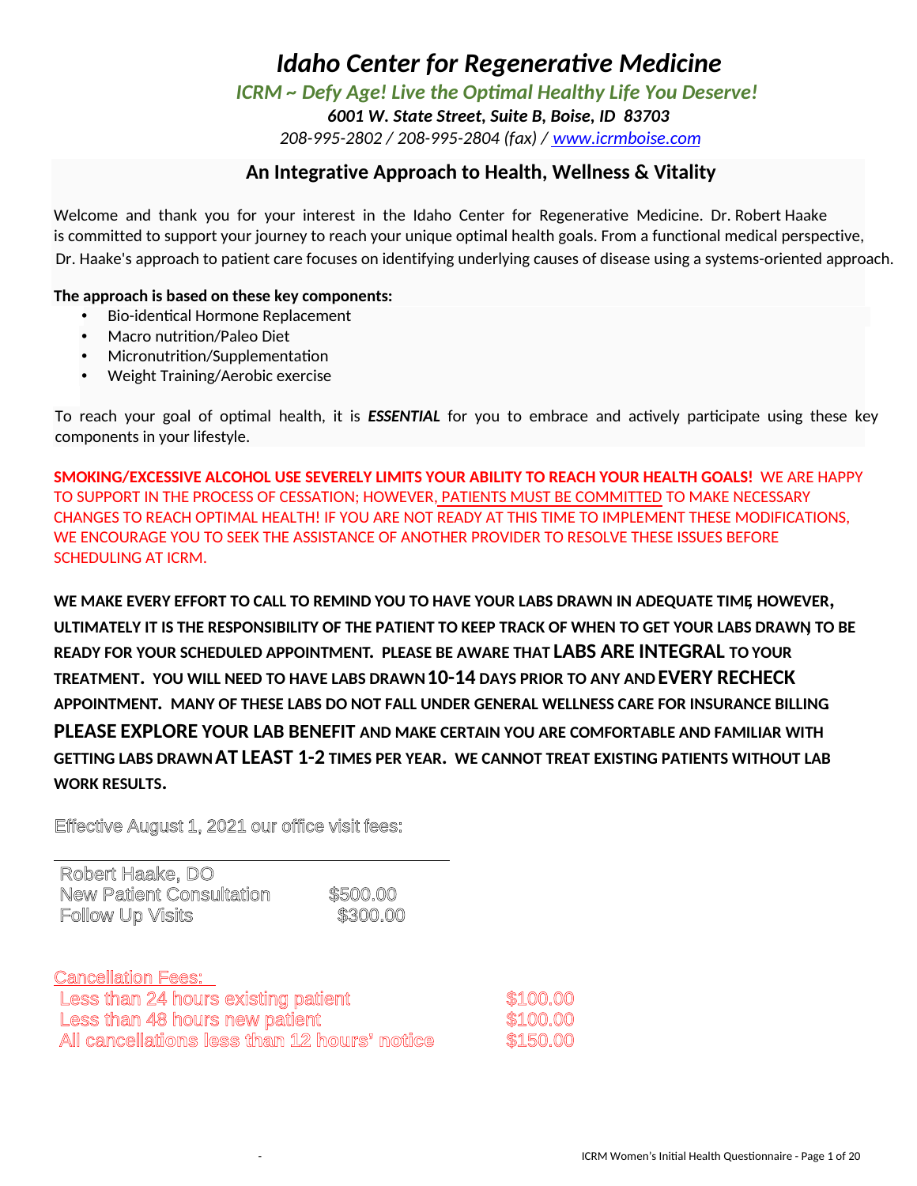# *Idaho Center for Regenerative Medicine*

***ICRM ~ Defy Age! Live the Optimal Healthy Life You Deserve!***

***6001 W. State Street, Suite B, Boise, ID 83703***

*208-995-2802 / 208-995-2804 (fax) / www.icrmboise.com*

## An Integrative Approach to Health, Wellness & Vitality

Welcome and thank you for your interest in the Idaho Center for Regenerative Medicine. Dr. Robert Haake is committed to support your journey to reach your unique optimal health goals. From a functional medical perspective, Dr. Haake's approach to patient care focuses on identifying underlying causes of disease using a systems-oriented approach.

**The approach is based on these key components:**

- Bio-identical Hormone Replacement
- Macro nutrition/Paleo Diet
- Micronutrition/Supplementation
- Weight Training/Aerobic exercise

To reach your goal of optimal health, it is ***ESSENTIAL*** for you to embrace and actively participate using these key components in your lifestyle.

**SMOKING/EXCESSIVE ALCOHOL USE SEVERELY LIMITS YOUR ABILITY TO REACH YOUR HEALTH GOALS!** WE ARE HAPPY TO SUPPORT IN THE PROCESS OF CESSATION; HOWEVER, PATIENTS MUST BE COMMITTED TO MAKE NECESSARY CHANGES TO REACH OPTIMAL HEALTH! IF YOU ARE NOT READY AT THIS TIME TO IMPLEMENT THESE MODIFICATIONS, WE ENCOURAGE YOU TO SEEK THE ASSISTANCE OF ANOTHER PROVIDER TO RESOLVE THESE ISSUES BEFORE SCHEDULING AT ICRM.

**WE MAKE EVERY EFFORT TO CALL TO REMIND YOU TO HAVE YOUR LABS DRAWN IN ADEQUATE TIME, HOWEVER, ULTIMATELY IT IS THE RESPONSIBILITY OF THE PATIENT TO KEEP TRACK OF WHEN TO GET YOUR LABS DRAWN, TO BE READY FOR YOUR SCHEDULED APPOINTMENT. PLEASE BE AWARE THAT LABS ARE INTEGRAL TO YOUR TREATMENT. YOU WILL NEED TO HAVE LABS DRAWN 10-14 DAYS PRIOR TO ANY AND EVERY RECHECK APPOINTMENT. MANY OF THESE LABS DO NOT FALL UNDER GENERAL WELLNESS CARE FOR INSURANCE BILLING PLEASE EXPLORE YOUR LAB BENEFIT AND MAKE CERTAIN YOU ARE COMFORTABLE AND FAMILIAR WITH GETTING LABS DRAWN AT LEAST 1-2 TIMES PER YEAR. WE CANNOT TREAT EXISTING PATIENTS WITHOUT LAB WORK RESULTS.**

Effective August 1, 2021 our office visit fees:

| Robert Haake, DO | |
|---|---|
| New Patient Consultation | $500.00 |
| Follow Up Visits | $300.00 |

Cancellation Fees:

| | |
|---|---|
| Less than 24 hours existing patient | $100.00 |
| Less than 48 hours new patient | $100.00 |
| All cancellations less than 12 hours' notice | $150.00 |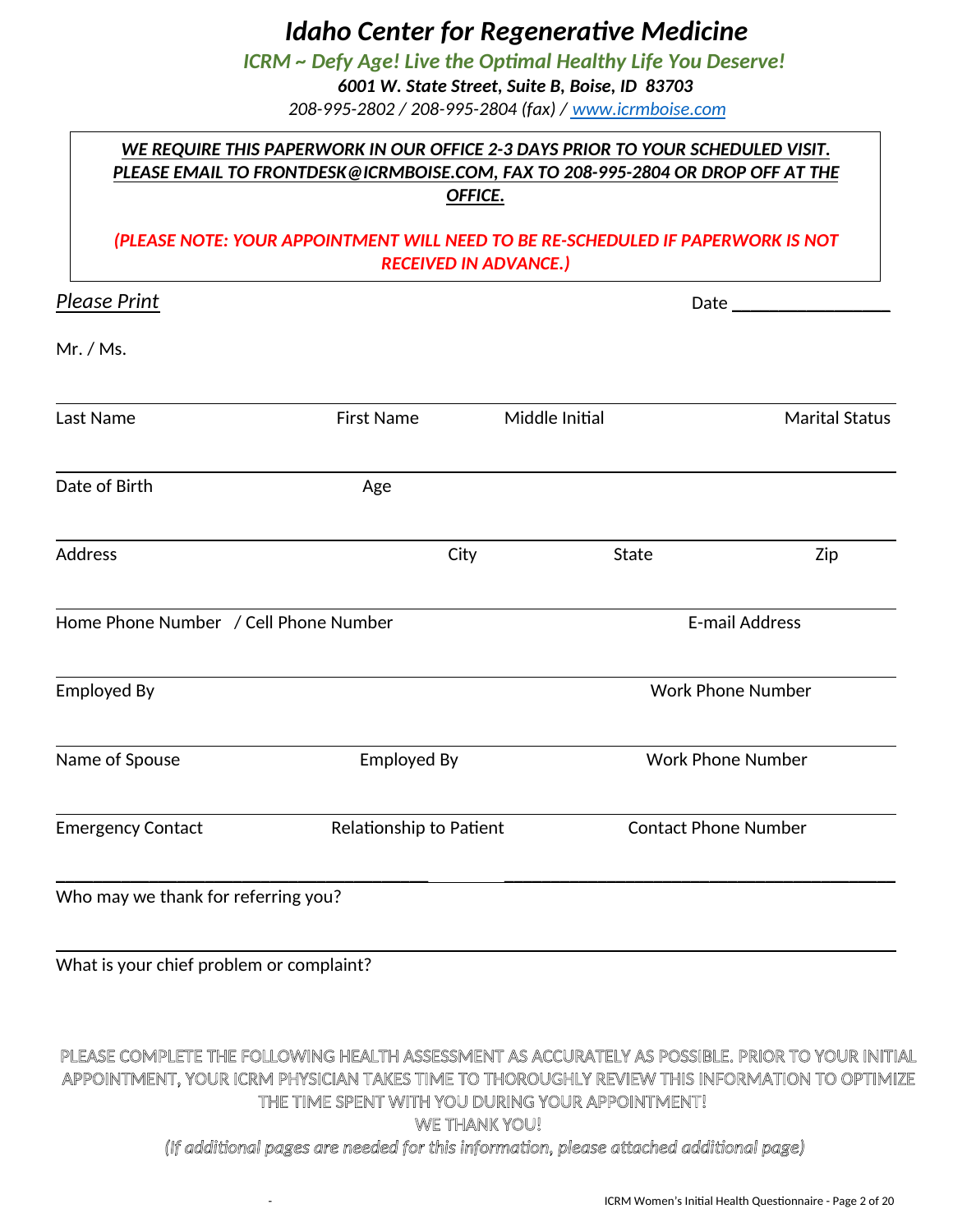# *Idaho Center for Regenerative Medicine*

***ICRM ~ Defy Age! Live the Optimal Healthy Life You Deserve!***

***6001 W. State Street, Suite B, Boise, ID 83703***

*208-995-2802 / 208-995-2804 (fax) / www.icrmboise.com*

***WE REQUIRE THIS PAPERWORK IN OUR OFFICE 2-3 DAYS PRIOR TO YOUR SCHEDULED VISIT. PLEASE EMAIL TO FRONTDESK@ICRMBOISE.COM, FAX TO 208-995-2804 OR DROP OFF AT THE OFFICE.***

***(PLEASE NOTE: YOUR APPOINTMENT WILL NEED TO BE RE-SCHEDULED IF PAPERWORK IS NOT RECEIVED IN ADVANCE.)***

*Please Print* Date ________________

Mr. / Ms.

______________________________________________________________________

Last Name First Name Middle Initial Marital Status

______________________________________________________________________

Date of Birth Age

______________________________________________________________________

Address City State Zip

______________________________________________________________________

Home Phone Number / Cell Phone Number E-mail Address

______________________________________________________________________

Employed By Work Phone Number

______________________________________________________________________

Name of Spouse Employed By Work Phone Number

______________________________________________________________________

Emergency Contact Relationship to Patient Contact Phone Number

______________________________________________________________________

Who may we thank for referring you?

______________________________________________________________________

What is your chief problem or complaint?

PLEASE COMPLETE THE FOLLOWING HEALTH ASSESSMENT AS ACCURATELY AS POSSIBLE. PRIOR TO YOUR INITIAL APPOINTMENT, YOUR ICRM PHYSICIAN TAKES TIME TO THOROUGHLY REVIEW THIS INFORMATION TO OPTIMIZE THE TIME SPENT WITH YOU DURING YOUR APPOINTMENT!

WE THANK YOU!

*(If additional pages are needed for this information, please attached additional page)*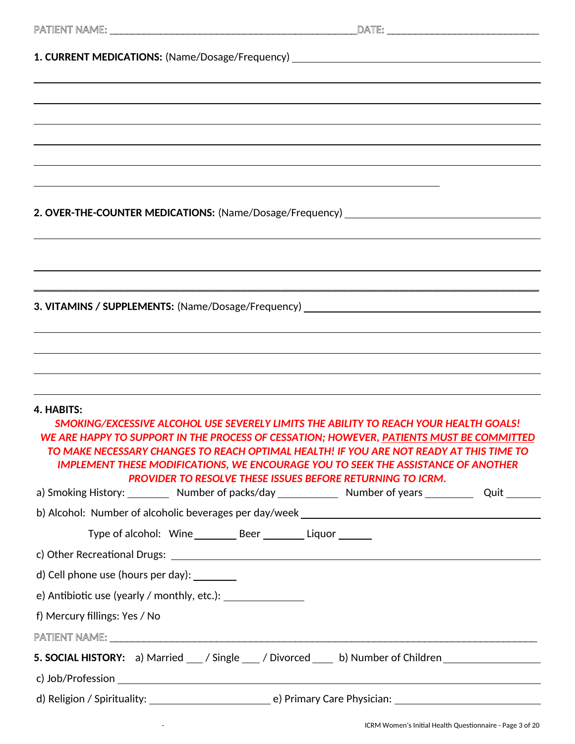PATIENT NAME: _______________________________________________ DATE: ___________________________

**1. CURRENT MEDICATIONS:** (Name/Dosage/Frequency) ____________________________________________

______________________________________________________________________________________

______________________________________________________________________________________

______________________________________________________________________________________

______________________________________________________________________________________

______________________________________________________________________________________

________________________________________________________________________

**2. OVER-THE-COUNTER MEDICATIONS:** (Name/Dosage/Frequency) ___________________________________

______________________________________________________________________________________

______________________________________________________________________________________

______________________________________________________________________________________

**3. VITAMINS / SUPPLEMENTS:** (Name/Dosage/Frequency) ________________________________________

______________________________________________________________________________________

______________________________________________________________________________________

______________________________________________________________________________________

______________________________________________________________________________________

**4. HABITS:**

***SMOKING/EXCESSIVE ALCOHOL USE SEVERELY LIMITS THE ABILITY TO REACH YOUR HEALTH GOALS! WE ARE HAPPY TO SUPPORT IN THE PROCESS OF CESSATION; HOWEVER, PATIENTS MUST BE COMMITTED TO MAKE NECESSARY CHANGES TO REACH OPTIMAL HEALTH! IF YOU ARE NOT READY AT THIS TIME TO IMPLEMENT THESE MODIFICATIONS, WE ENCOURAGE YOU TO SEEK THE ASSISTANCE OF ANOTHER PROVIDER TO RESOLVE THESE ISSUES BEFORE RETURNING TO ICRM.***

a) Smoking History: ________ Number of packs/day ___________ Number of years _________ Quit _______

b) Alcohol: Number of alcoholic beverages per day/week ____________________________________________

Type of alcohol: Wine ________ Beer ________ Liquor ______

c) Other Recreational Drugs: ____________________________________________________________________

d) Cell phone use (hours per day): ________

e) Antibiotic use (yearly / monthly, etc.): _______________

f) Mercury fillings: Yes / No

PATIENT NAME: ______________________________________________________________________________

**5. SOCIAL HISTORY:** a) Married ___ / Single ___ / Divorced ____ b) Number of Children __________________

c) Job/Profession ______________________________________________________________________________

d) Religion / Spirituality: ______________________ e) Primary Care Physician: ___________________________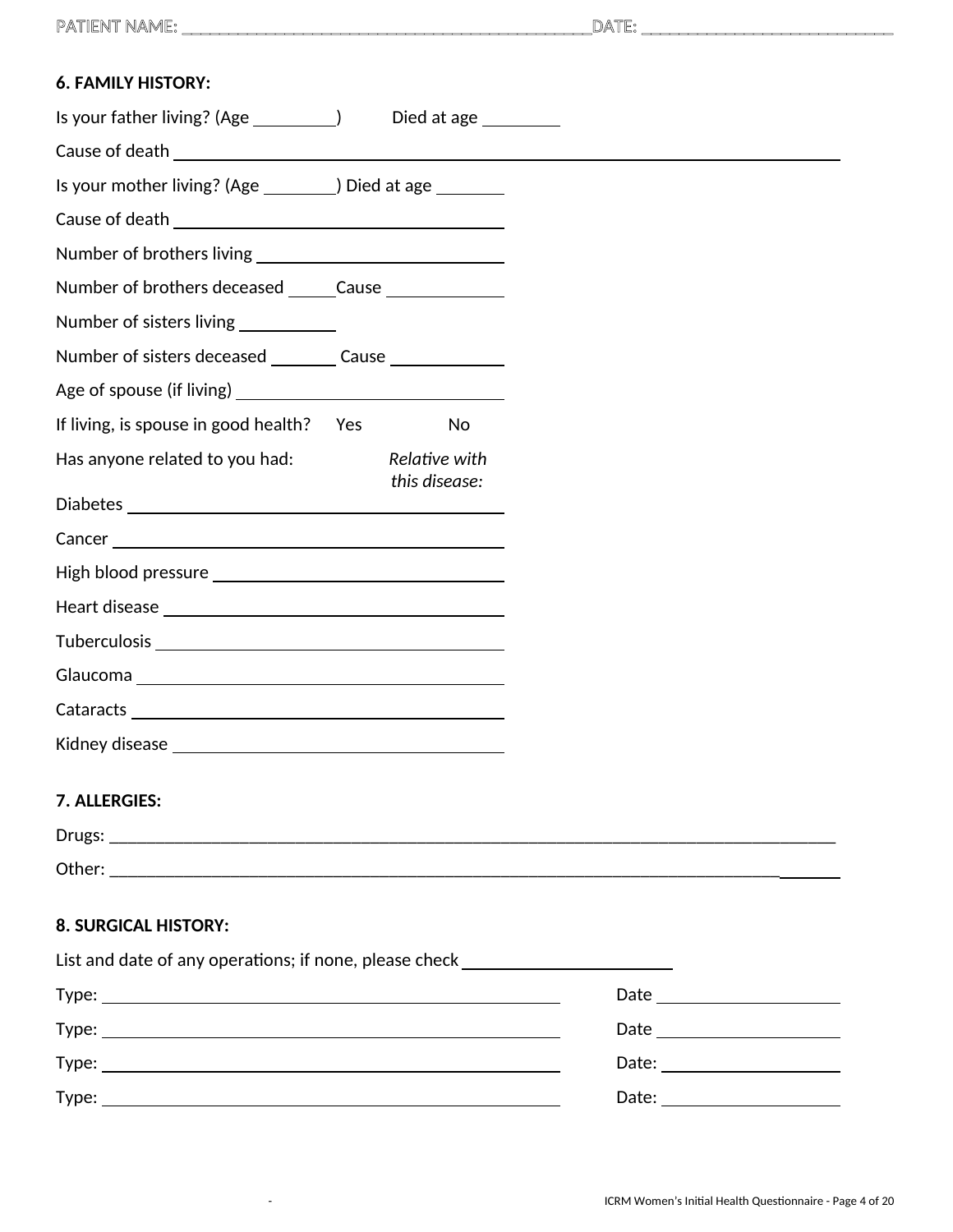PATIENT NAME: \_\_\_\_\_\_\_\_\_\_\_\_\_\_\_\_\_\_\_\_\_\_\_\_\_\_\_\_\_\_\_\_\_\_\_\_\_\_\_\_\_\_\_\_DATE: \_\_\_\_\_\_\_\_\_\_\_\_\_\_\_\_\_\_\_\_\_\_\_\_\_\_\_\_

### 6. FAMILY HISTORY:

Is your father living? (Age \_\_\_\_\_\_\_\_\_\_)      Died at age \_\_\_\_\_\_\_\_\_

Cause of death \_\_\_\_\_\_\_\_\_\_\_\_\_\_\_\_\_\_\_\_\_\_\_\_\_\_\_\_\_\_\_\_\_\_\_\_\_\_\_\_\_\_\_\_\_\_\_\_\_\_\_\_\_\_\_\_\_\_\_\_\_\_\_\_\_\_\_\_\_\_\_\_\_\_\_\_

Is your mother living? (Age \_\_\_\_\_\_\_\_\_) Died at age \_\_\_\_\_\_\_\_

Cause of death \_\_\_\_\_\_\_\_\_\_\_\_\_\_\_\_\_\_\_\_\_\_\_\_\_\_\_\_\_\_\_\_\_\_\_\_\_\_\_\_\_

Number of brothers living \_\_\_\_\_\_\_\_\_\_\_\_\_\_\_\_\_\_\_\_\_\_\_\_\_\_\_\_\_\_\_

Number of brothers deceased \_\_\_\_\_Cause \_\_\_\_\_\_\_\_\_\_\_\_\_\_

Number of sisters living \_\_\_\_\_\_\_\_\_\_\_

Number of sisters deceased \_\_\_\_\_\_\_\_ Cause \_\_\_\_\_\_\_\_\_\_\_\_\_

Age of spouse (if living) \_\_\_\_\_\_\_\_\_\_\_\_\_\_\_\_\_\_\_\_\_\_\_\_\_\_\_\_\_\_\_\_\_\_

If living, is spouse in good health?   Yes     No

Has anyone related to you had:      *Relative with this disease:*

Diabetes \_\_\_\_\_\_\_\_\_\_\_\_\_\_\_\_\_\_\_\_\_\_\_\_\_\_\_\_\_\_\_\_\_\_\_\_\_\_\_\_\_\_\_\_\_\_

Cancer \_\_\_\_\_\_\_\_\_\_\_\_\_\_\_\_\_\_\_\_\_\_\_\_\_\_\_\_\_\_\_\_\_\_\_\_\_\_\_\_\_\_\_\_\_\_\_\_

High blood pressure \_\_\_\_\_\_\_\_\_\_\_\_\_\_\_\_\_\_\_\_\_\_\_\_\_\_\_\_\_\_\_\_\_\_\_\_

Heart disease \_\_\_\_\_\_\_\_\_\_\_\_\_\_\_\_\_\_\_\_\_\_\_\_\_\_\_\_\_\_\_\_\_\_\_\_\_\_\_\_\_\_\_

Tuberculosis \_\_\_\_\_\_\_\_\_\_\_\_\_\_\_\_\_\_\_\_\_\_\_\_\_\_\_\_\_\_\_\_\_\_\_\_\_\_\_\_\_\_\_\_

Glaucoma \_\_\_\_\_\_\_\_\_\_\_\_\_\_\_\_\_\_\_\_\_\_\_\_\_\_\_\_\_\_\_\_\_\_\_\_\_\_\_\_\_\_\_\_\_\_

Cataracts \_\_\_\_\_\_\_\_\_\_\_\_\_\_\_\_\_\_\_\_\_\_\_\_\_\_\_\_\_\_\_\_\_\_\_\_\_\_\_\_\_\_\_\_\_\_\_

Kidney disease \_\_\_\_\_\_\_\_\_\_\_\_\_\_\_\_\_\_\_\_\_\_\_\_\_\_\_\_\_\_\_\_\_\_\_\_\_\_\_\_\_

### 7. ALLERGIES:

Drugs: \_\_\_\_\_\_\_\_\_\_\_\_\_\_\_\_\_\_\_\_\_\_\_\_\_\_\_\_\_\_\_\_\_\_\_\_\_\_\_\_\_\_\_\_\_\_\_\_\_\_\_\_\_\_\_\_\_\_\_\_\_\_\_\_\_\_\_\_\_\_\_\_\_\_\_\_\_\_\_\_\_\_\_\_

Other: \_\_\_\_\_\_\_\_\_\_\_\_\_\_\_\_\_\_\_\_\_\_\_\_\_\_\_\_\_\_\_\_\_\_\_\_\_\_\_\_\_\_\_\_\_\_\_\_\_\_\_\_\_\_\_\_\_\_\_\_\_\_\_\_\_\_\_\_\_\_\_\_\_\_\_\_\_\_\_\_\_\_\_\_\_

### 8. SURGICAL HISTORY:

List and date of any operations; if none, please check \_\_\_\_\_\_\_\_\_\_\_\_\_\_\_\_\_\_\_\_\_\_\_\_\_

Type: \_\_\_\_\_\_\_\_\_\_\_\_\_\_\_\_\_\_\_\_\_\_\_\_\_\_\_\_\_\_\_\_\_\_\_\_\_\_\_\_\_\_\_\_\_\_\_\_\_\_\_\_\_\_\_\_\_\_   Date \_\_\_\_\_\_\_\_\_\_\_\_\_\_\_\_\_\_\_\_\_\_

Type: \_\_\_\_\_\_\_\_\_\_\_\_\_\_\_\_\_\_\_\_\_\_\_\_\_\_\_\_\_\_\_\_\_\_\_\_\_\_\_\_\_\_\_\_\_\_\_\_\_\_\_\_\_\_\_\_\_\_   Date \_\_\_\_\_\_\_\_\_\_\_\_\_\_\_\_\_\_\_\_\_\_

Type: \_\_\_\_\_\_\_\_\_\_\_\_\_\_\_\_\_\_\_\_\_\_\_\_\_\_\_\_\_\_\_\_\_\_\_\_\_\_\_\_\_\_\_\_\_\_\_\_\_\_\_\_\_\_\_\_\_\_   Date: \_\_\_\_\_\_\_\_\_\_\_\_\_\_\_\_\_\_\_\_\_

Type: \_\_\_\_\_\_\_\_\_\_\_\_\_\_\_\_\_\_\_\_\_\_\_\_\_\_\_\_\_\_\_\_\_\_\_\_\_\_\_\_\_\_\_\_\_\_\_\_\_\_\_\_\_\_\_\_\_\_   Date: \_\_\_\_\_\_\_\_\_\_\_\_\_\_\_\_\_\_\_\_\_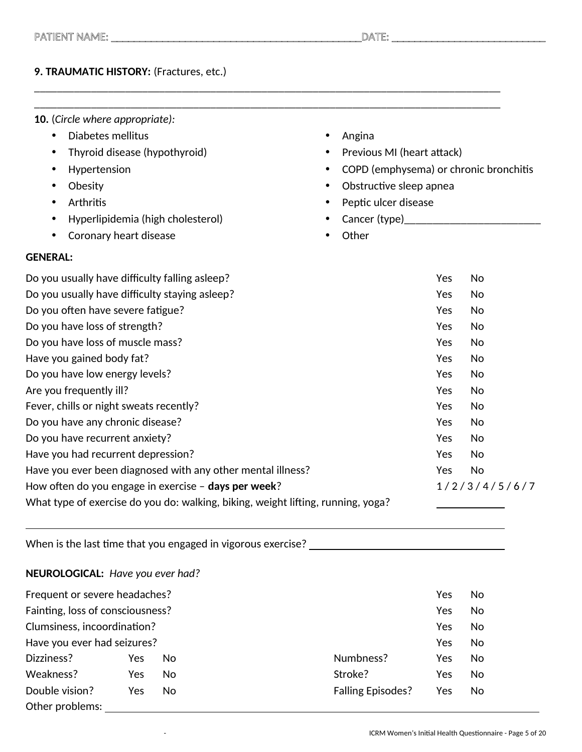PATIENT NAME: ______________________________________________DATE: ____________________________

**9. TRAUMATIC HISTORY:** (Fractures, etc.)

______________________________________________________________________________________

______________________________________________________________________________________

**10.** (*Circle where appropriate):*

- Diabetes mellitus
- Thyroid disease (hypothyroid)
- Hypertension
- Obesity
- Arthritis
- Hyperlipidemia (high cholesterol)
- Coronary heart disease
- Angina
- Previous MI (heart attack)
- COPD (emphysema) or chronic bronchitis
- Obstructive sleep apnea
- Peptic ulcer disease
- Cancer (type)________________________
- Other

**GENERAL:**

| | | |
|---|---|---|
| Do you usually have difficulty falling asleep? | Yes | No |
| Do you usually have difficulty staying asleep? | Yes | No |
| Do you often have severe fatigue? | Yes | No |
| Do you have loss of strength? | Yes | No |
| Do you have loss of muscle mass? | Yes | No |
| Have you gained body fat? | Yes | No |
| Do you have low energy levels? | Yes | No |
| Are you frequently ill? | Yes | No |
| Fever, chills or night sweats recently? | Yes | No |
| Do you have any chronic disease? | Yes | No |
| Do you have recurrent anxiety? | Yes | No |
| Have you had recurrent depression? | Yes | No |
| Have you ever been diagnosed with any other mental illness? | Yes | No |

How often do you engage in exercise – **days per week**? 1 / 2 / 3 / 4 / 5 / 6 / 7

What type of exercise do you do: walking, biking, weight lifting, running, yoga? ____________

______________________________________________________________________________________

When is the last time that you engaged in vigorous exercise? ____________________________________

**NEUROLOGICAL:** *Have you ever had?*

| | | |
|---|---|---|
| Frequent or severe headaches? | Yes | No |
| Fainting, loss of consciousness? | Yes | No |
| Clumsiness, incoordination? | Yes | No |
| Have you ever had seizures? | Yes | No |

| | | | | | |
|---|---|---|---|---|---|
| Dizziness? | Yes | No | Numbness? | Yes | No |
| Weakness? | Yes | No | Stroke? | Yes | No |
| Double vision? | Yes | No | Falling Episodes? | Yes | No |

Other problems: ______________________________________________________________________________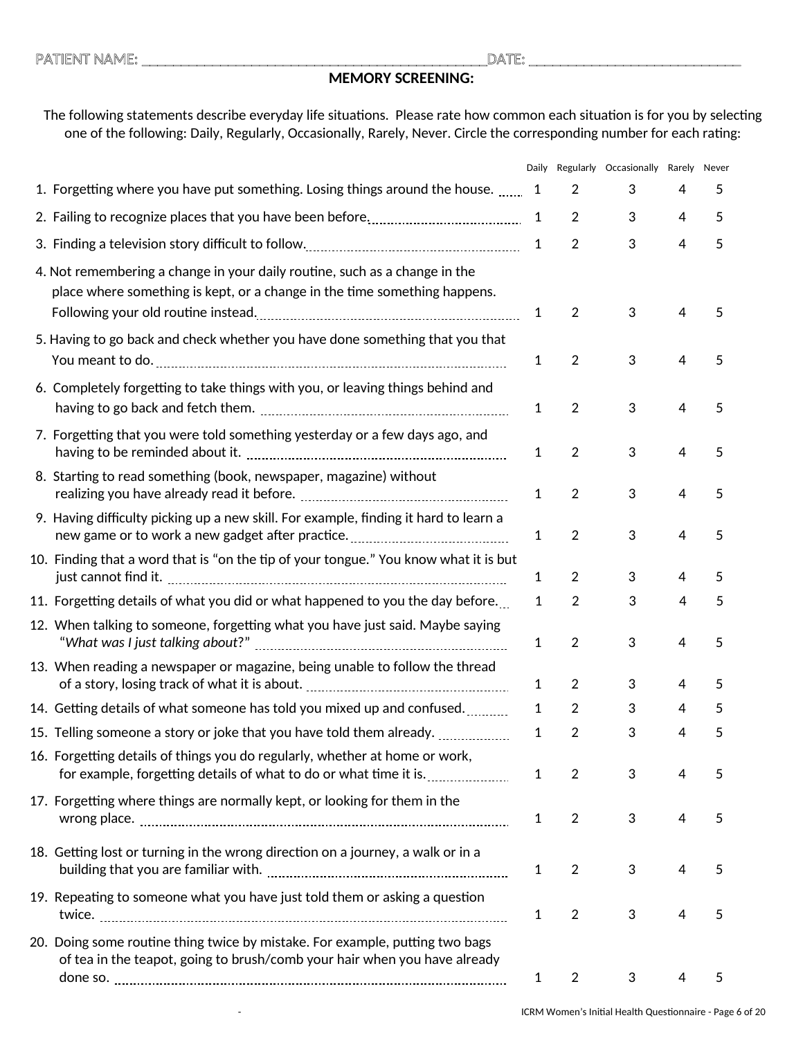PATIENT NAME: ______________________________________________ DATE: ____________________________

**MEMORY SCREENING:**

The following statements describe everyday life situations. Please rate how common each situation is for you by selecting one of the following: Daily, Regularly, Occasionally, Rarely, Never. Circle the corresponding number for each rating:

| | Daily | Regularly | Occasionally | Rarely | Never |
|---|---|---|---|---|---|
| 1. Forgetting where you have put something. Losing things around the house. | 1 | 2 | 3 | 4 | 5 |
| 2. Failing to recognize places that you have been before. | 1 | 2 | 3 | 4 | 5 |
| 3. Finding a television story difficult to follow. | 1 | 2 | 3 | 4 | 5 |
| 4. Not remembering a change in your daily routine, such as a change in the place where something is kept, or a change in the time something happens. Following your old routine instead. | 1 | 2 | 3 | 4 | 5 |
| 5. Having to go back and check whether you have done something that you that You meant to do. | 1 | 2 | 3 | 4 | 5 |
| 6. Completely forgetting to take things with you, or leaving things behind and having to go back and fetch them. | 1 | 2 | 3 | 4 | 5 |
| 7. Forgetting that you were told something yesterday or a few days ago, and having to be reminded about it. | 1 | 2 | 3 | 4 | 5 |
| 8. Starting to read something (book, newspaper, magazine) without realizing you have already read it before. | 1 | 2 | 3 | 4 | 5 |
| 9. Having difficulty picking up a new skill. For example, finding it hard to learn a new game or to work a new gadget after practice. | 1 | 2 | 3 | 4 | 5 |
| 10. Finding that a word that is "on the tip of your tongue." You know what it is but just cannot find it. | 1 | 2 | 3 | 4 | 5 |
| 11. Forgetting details of what you did or what happened to you the day before. | 1 | 2 | 3 | 4 | 5 |
| 12. When talking to someone, forgetting what you have just said. Maybe saying "*What was I just talking about*?" | 1 | 2 | 3 | 4 | 5 |
| 13. When reading a newspaper or magazine, being unable to follow the thread of a story, losing track of what it is about. | 1 | 2 | 3 | 4 | 5 |
| 14. Getting details of what someone has told you mixed up and confused. | 1 | 2 | 3 | 4 | 5 |
| 15. Telling someone a story or joke that you have told them already. | 1 | 2 | 3 | 4 | 5 |
| 16. Forgetting details of things you do regularly, whether at home or work, for example, forgetting details of what to do or what time it is. | 1 | 2 | 3 | 4 | 5 |
| 17. Forgetting where things are normally kept, or looking for them in the wrong place. | 1 | 2 | 3 | 4 | 5 |
| 18. Getting lost or turning in the wrong direction on a journey, a walk or in a building that you are familiar with. | 1 | 2 | 3 | 4 | 5 |
| 19. Repeating to someone what you have just told them or asking a question twice. | 1 | 2 | 3 | 4 | 5 |
| 20. Doing some routine thing twice by mistake. For example, putting two bags of tea in the teapot, going to brush/comb your hair when you have already done so. | 1 | 2 | 3 | 4 | 5 |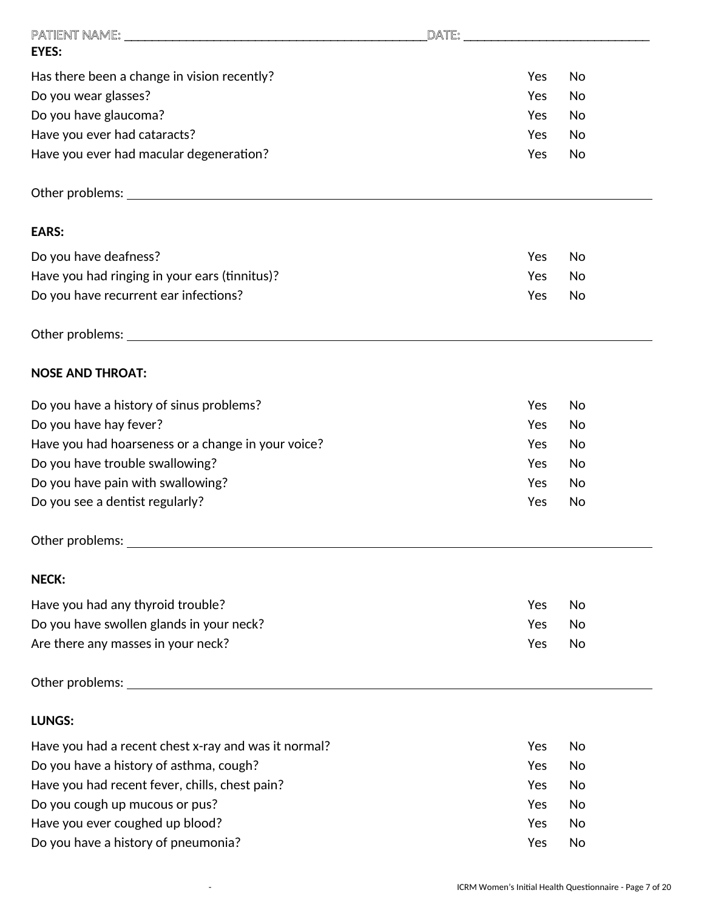PATIENT NAME: ______________________________________________DATE: ____________________________

**EYES:**

| | | |
|---|---|---|
| Has there been a change in vision recently? | Yes | No |
| Do you wear glasses? | Yes | No |
| Do you have glaucoma? | Yes | No |
| Have you ever had cataracts? | Yes | No |
| Have you ever had macular degeneration? | Yes | No |

Other problems: ________________________________________________________________________________

**EARS:**

| | | |
|---|---|---|
| Do you have deafness? | Yes | No |
| Have you had ringing in your ears (tinnitus)? | Yes | No |
| Do you have recurrent ear infections? | Yes | No |

Other problems: ________________________________________________________________________________

**NOSE AND THROAT:**

| | | |
|---|---|---|
| Do you have a history of sinus problems? | Yes | No |
| Do you have hay fever? | Yes | No |
| Have you had hoarseness or a change in your voice? | Yes | No |
| Do you have trouble swallowing? | Yes | No |
| Do you have pain with swallowing? | Yes | No |
| Do you see a dentist regularly? | Yes | No |

Other problems: ________________________________________________________________________________

**NECK:**

| | | |
|---|---|---|
| Have you had any thyroid trouble? | Yes | No |
| Do you have swollen glands in your neck? | Yes | No |
| Are there any masses in your neck? | Yes | No |

Other problems: ________________________________________________________________________________

**LUNGS:**

| | | |
|---|---|---|
| Have you had a recent chest x-ray and was it normal? | Yes | No |
| Do you have a history of asthma, cough? | Yes | No |
| Have you had recent fever, chills, chest pain? | Yes | No |
| Do you cough up mucous or pus? | Yes | No |
| Have you ever coughed up blood? | Yes | No |
| Do you have a history of pneumonia? | Yes | No |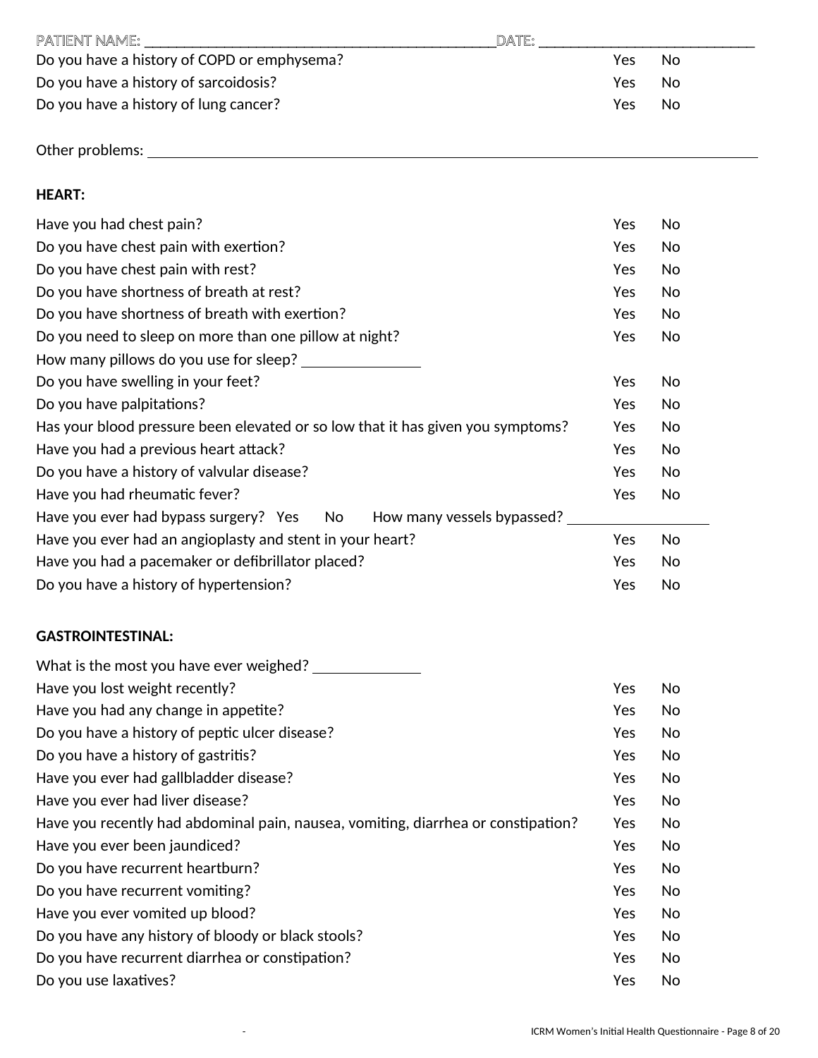PATIENT NAME: ____________________________________________DATE: ____________________________

Do you have a history of COPD or emphysema? Yes No

Do you have a history of sarcoidosis? Yes No

Do you have a history of lung cancer? Yes No

Other problems: ______________________________________________________________________________

**HEART:**

Have you had chest pain? Yes No

Do you have chest pain with exertion? Yes No

Do you have chest pain with rest? Yes No

Do you have shortness of breath at rest? Yes No

Do you have shortness of breath with exertion? Yes No

Do you need to sleep on more than one pillow at night? Yes No

How many pillows do you use for sleep? ______________

Do you have swelling in your feet? Yes No

Do you have palpitations? Yes No

Has your blood pressure been elevated or so low that it has given you symptoms? Yes No

Have you had a previous heart attack? Yes No

Do you have a history of valvular disease? Yes No

Have you had rheumatic fever? Yes No

Have you ever had bypass surgery? Yes No How many vessels bypassed? ________________

Have you ever had an angioplasty and stent in your heart? Yes No

Have you had a pacemaker or defibrillator placed? Yes No

Do you have a history of hypertension? Yes No

**GASTROINTESTINAL:**

What is the most you have ever weighed? ____________

Have you lost weight recently? Yes No

Have you had any change in appetite? Yes No

Do you have a history of peptic ulcer disease? Yes No

Do you have a history of gastritis? Yes No

Have you ever had gallbladder disease? Yes No

Have you ever had liver disease? Yes No

Have you recently had abdominal pain, nausea, vomiting, diarrhea or constipation? Yes No

Have you ever been jaundiced? Yes No

Do you have recurrent heartburn? Yes No

Do you have recurrent vomiting? Yes No

Have you ever vomited up blood? Yes No

Do you have any history of bloody or black stools? Yes No

Do you have recurrent diarrhea or constipation? Yes No

Do you use laxatives? Yes No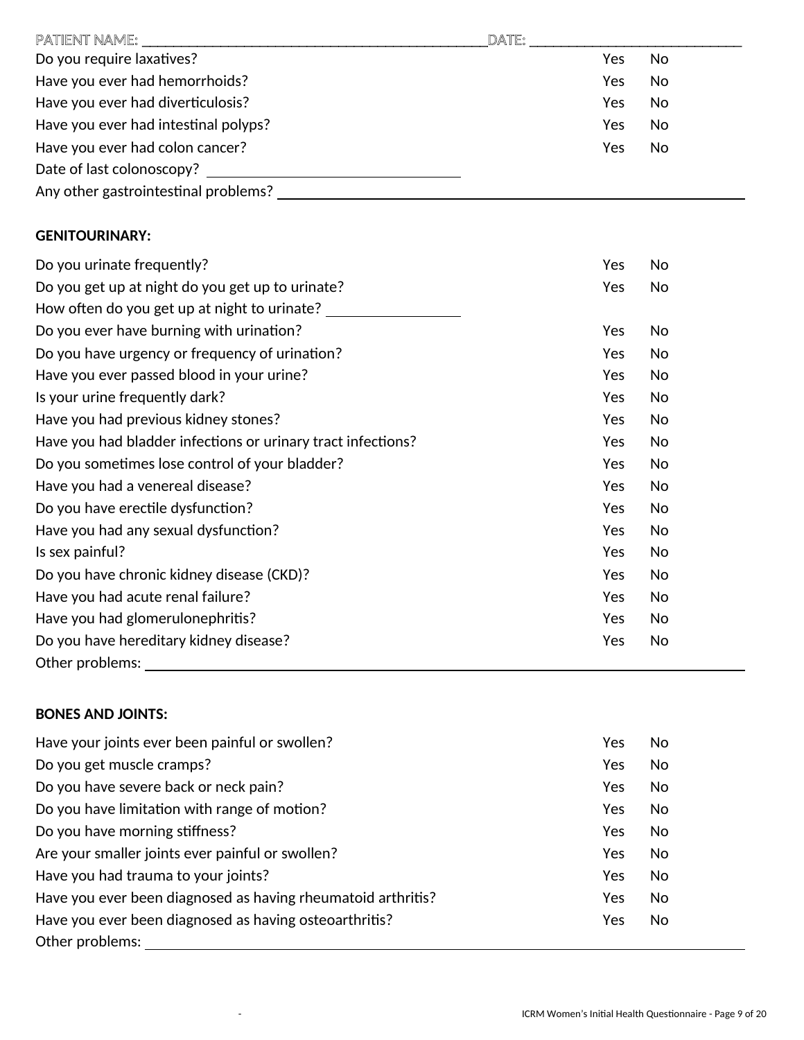PATIENT NAME: ______________________________________________ DATE: ____________________________

| | | |
|---|---|---|
| Do you require laxatives? | Yes | No |
| Have you ever had hemorrhoids? | Yes | No |
| Have you ever had diverticulosis? | Yes | No |
| Have you ever had intestinal polyps? | Yes | No |
| Have you ever had colon cancer? | Yes | No |

Date of last colonoscopy? ________________________________

Any other gastrointestinal problems? ____________________________________________________________

**GENITOURINARY:**

| | | |
|---|---|---|
| Do you urinate frequently? | Yes | No |
| Do you get up at night do you get up to urinate? | Yes | No |
| How often do you get up at night to urinate? ________________ | | |
| Do you ever have burning with urination? | Yes | No |
| Do you have urgency or frequency of urination? | Yes | No |
| Have you ever passed blood in your urine? | Yes | No |
| Is your urine frequently dark? | Yes | No |
| Have you had previous kidney stones? | Yes | No |
| Have you had bladder infections or urinary tract infections? | Yes | No |
| Do you sometimes lose control of your bladder? | Yes | No |
| Have you had a venereal disease? | Yes | No |
| Do you have erectile dysfunction? | Yes | No |
| Have you had any sexual dysfunction? | Yes | No |
| Is sex painful? | Yes | No |
| Do you have chronic kidney disease (CKD)? | Yes | No |
| Have you had acute renal failure? | Yes | No |
| Have you had glomerulonephritis? | Yes | No |
| Do you have hereditary kidney disease? | Yes | No |

Other problems: ____________________________________________________________

**BONES AND JOINTS:**

| | | |
|---|---|---|
| Have your joints ever been painful or swollen? | Yes | No |
| Do you get muscle cramps? | Yes | No |
| Do you have severe back or neck pain? | Yes | No |
| Do you have limitation with range of motion? | Yes | No |
| Do you have morning stiffness? | Yes | No |
| Are your smaller joints ever painful or swollen? | Yes | No |
| Have you had trauma to your joints? | Yes | No |
| Have you ever been diagnosed as having rheumatoid arthritis? | Yes | No |
| Have you ever been diagnosed as having osteoarthritis? | Yes | No |

Other problems: ____________________________________________________________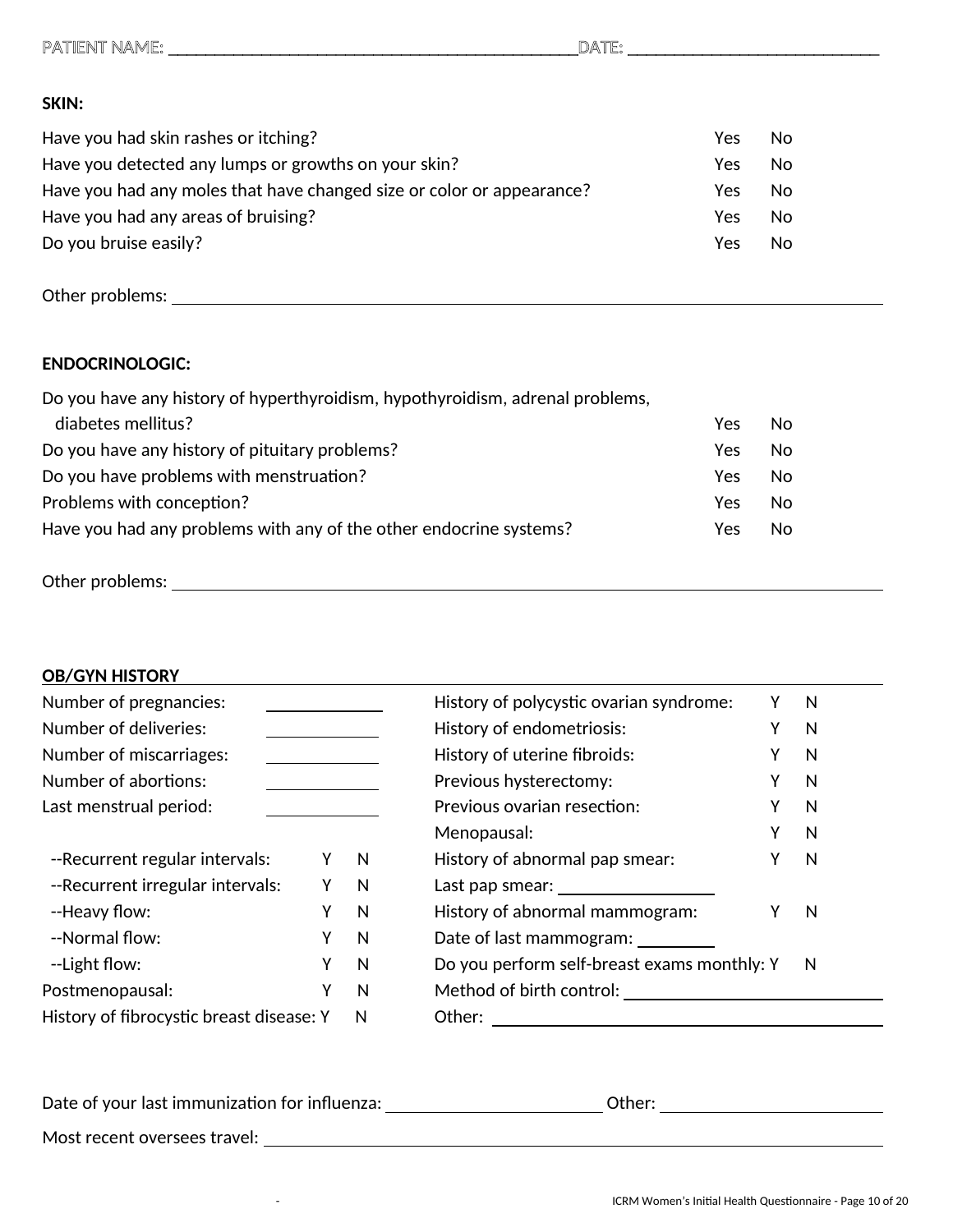PATIENT NAME: ______________________________________________DATE: ____________________________

**SKIN:**

| | | |
|---|---|---|
| Have you had skin rashes or itching? | Yes | No |
| Have you detected any lumps or growths on your skin? | Yes | No |
| Have you had any moles that have changed size or color or appearance? | Yes | No |
| Have you had any areas of bruising? | Yes | No |
| Do you bruise easily? | Yes | No |

Other problems: ______________________________________________________________________________

**ENDOCRINOLOGIC:**

| | | |
|---|---|---|
| Do you have any history of hyperthyroidism, hypothyroidism, adrenal problems, diabetes mellitus? | Yes | No |
| Do you have any history of pituitary problems? | Yes | No |
| Do you have problems with menstruation? | Yes | No |
| Problems with conception? | Yes | No |
| Have you had any problems with any of the other endocrine systems? | Yes | No |

Other problems: ______________________________________________________________________________

**OB/GYN HISTORY**

Number of pregnancies: ____________

Number of deliveries: ____________

Number of miscarriages: ____________

Number of abortions: ____________

Last menstrual period: ____________

| | | |
|---|---|---|
| --Recurrent regular intervals: | Y | N |
| --Recurrent irregular intervals: | Y | N |
| --Heavy flow: | Y | N |
| --Normal flow: | Y | N |
| --Light flow: | Y | N |
| Postmenopausal: | Y | N |
| History of fibrocystic breast disease: | Y | N |

| | | |
|---|---|---|
| History of polycystic ovarian syndrome: | Y | N |
| History of endometriosis: | Y | N |
| History of uterine fibroids: | Y | N |
| Previous hysterectomy: | Y | N |
| Previous ovarian resection: | Y | N |
| Menopausal: | Y | N |
| History of abnormal pap smear: | Y | N |

Last pap smear: ________________

| | | |
|---|---|---|
| History of abnormal mammogram: | Y | N |

Date of last mammogram: ________

| | | |
|---|---|---|
| Do you perform self-breast exams monthly: | Y | N |

Method of birth control: ____________________________

Other: ____________________________________________

Date of your last immunization for influenza: ________________________ Other: ________________________

Most recent oversees travel: ______________________________________________________________________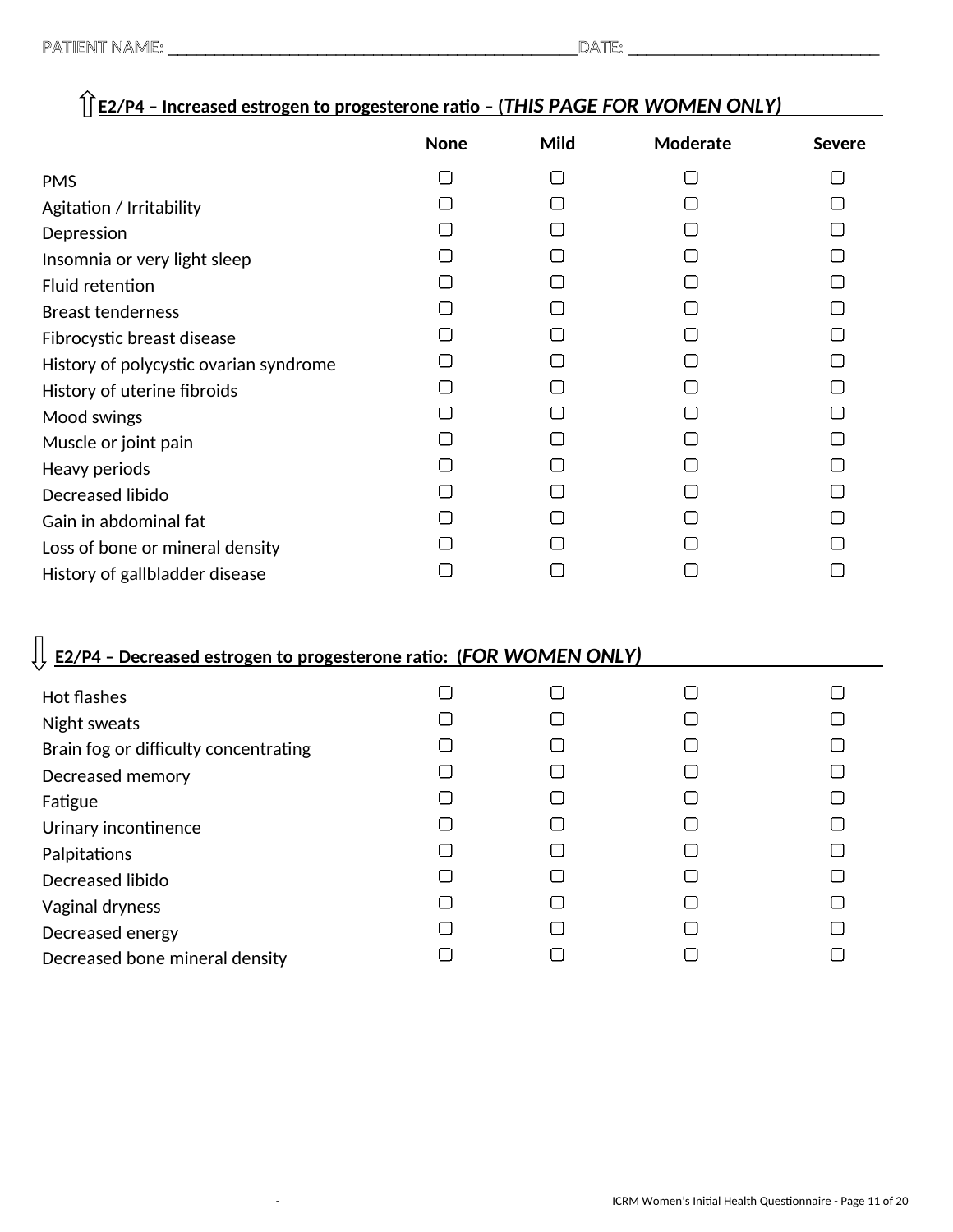PATIENT NAME: _______________________________________________DATE: ____________________________

## ⇧ E2/P4 – Increased estrogen to progesterone ratio – (*THIS PAGE FOR WOMEN ONLY*)

| | None | Mild | Moderate | Severe |
|---|---|---|---|---|
| PMS | ☐ | ☐ | ☐ | ☐ |
| Agitation / Irritability | ☐ | ☐ | ☐ | ☐ |
| Depression | ☐ | ☐ | ☐ | ☐ |
| Insomnia or very light sleep | ☐ | ☐ | ☐ | ☐ |
| Fluid retention | ☐ | ☐ | ☐ | ☐ |
| Breast tenderness | ☐ | ☐ | ☐ | ☐ |
| Fibrocystic breast disease | ☐ | ☐ | ☐ | ☐ |
| History of polycystic ovarian syndrome | ☐ | ☐ | ☐ | ☐ |
| History of uterine fibroids | ☐ | ☐ | ☐ | ☐ |
| Mood swings | ☐ | ☐ | ☐ | ☐ |
| Muscle or joint pain | ☐ | ☐ | ☐ | ☐ |
| Heavy periods | ☐ | ☐ | ☐ | ☐ |
| Decreased libido | ☐ | ☐ | ☐ | ☐ |
| Gain in abdominal fat | ☐ | ☐ | ☐ | ☐ |
| Loss of bone or mineral density | ☐ | ☐ | ☐ | ☐ |
| History of gallbladder disease | ☐ | ☐ | ☐ | ☐ |

## ⇩ E2/P4 – Decreased estrogen to progesterone ratio: (*FOR WOMEN ONLY*)

| | None | Mild | Moderate | Severe |
|---|---|---|---|---|
| Hot flashes | ☐ | ☐ | ☐ | ☐ |
| Night sweats | ☐ | ☐ | ☐ | ☐ |
| Brain fog or difficulty concentrating | ☐ | ☐ | ☐ | ☐ |
| Decreased memory | ☐ | ☐ | ☐ | ☐ |
| Fatigue | ☐ | ☐ | ☐ | ☐ |
| Urinary incontinence | ☐ | ☐ | ☐ | ☐ |
| Palpitations | ☐ | ☐ | ☐ | ☐ |
| Decreased libido | ☐ | ☐ | ☐ | ☐ |
| Vaginal dryness | ☐ | ☐ | ☐ | ☐ |
| Decreased energy | ☐ | ☐ | ☐ | ☐ |
| Decreased bone mineral density | ☐ | ☐ | ☐ | ☐ |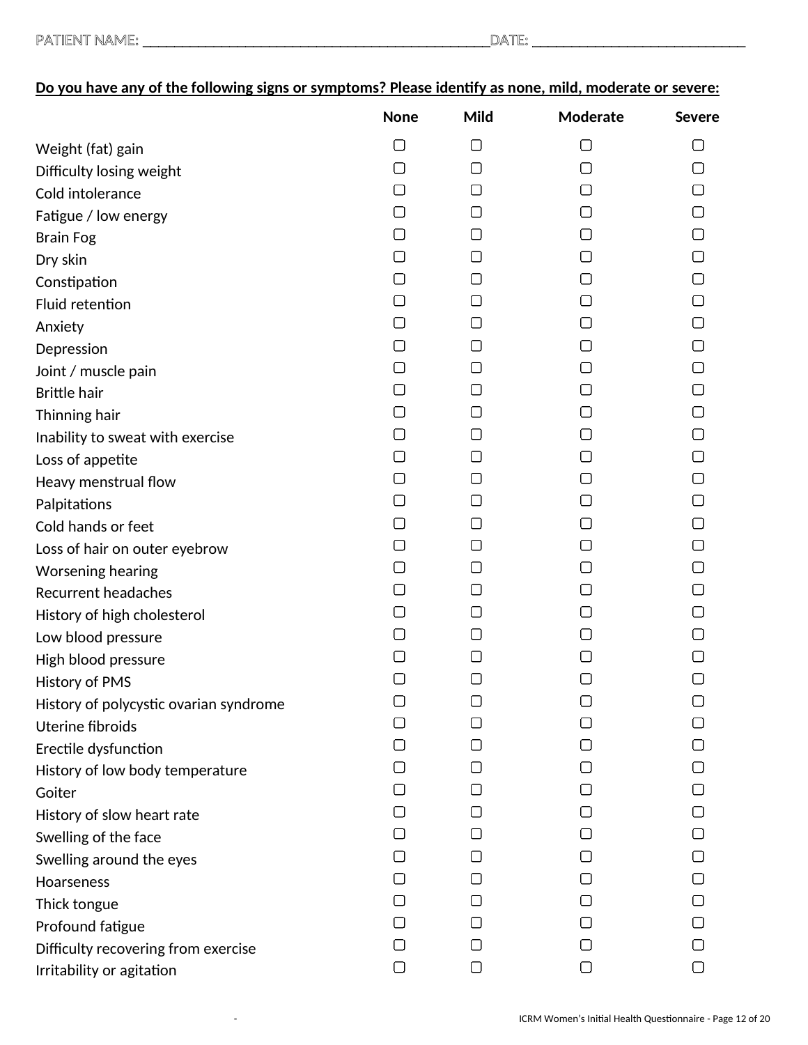PATIENT NAME: _______________________________________________DATE: ____________________________

**Do you have any of the following signs or symptoms? Please identify as none, mild, moderate or severe:**

| | None | Mild | Moderate | Severe |
|---|---|---|---|---|
| Weight (fat) gain | ☐ | ☐ | ☐ | ☐ |
| Difficulty losing weight | ☐ | ☐ | ☐ | ☐ |
| Cold intolerance | ☐ | ☐ | ☐ | ☐ |
| Fatigue / low energy | ☐ | ☐ | ☐ | ☐ |
| Brain Fog | ☐ | ☐ | ☐ | ☐ |
| Dry skin | ☐ | ☐ | ☐ | ☐ |
| Constipation | ☐ | ☐ | ☐ | ☐ |
| Fluid retention | ☐ | ☐ | ☐ | ☐ |
| Anxiety | ☐ | ☐ | ☐ | ☐ |
| Depression | ☐ | ☐ | ☐ | ☐ |
| Joint / muscle pain | ☐ | ☐ | ☐ | ☐ |
| Brittle hair | ☐ | ☐ | ☐ | ☐ |
| Thinning hair | ☐ | ☐ | ☐ | ☐ |
| Inability to sweat with exercise | ☐ | ☐ | ☐ | ☐ |
| Loss of appetite | ☐ | ☐ | ☐ | ☐ |
| Heavy menstrual flow | ☐ | ☐ | ☐ | ☐ |
| Palpitations | ☐ | ☐ | ☐ | ☐ |
| Cold hands or feet | ☐ | ☐ | ☐ | ☐ |
| Loss of hair on outer eyebrow | ☐ | ☐ | ☐ | ☐ |
| Worsening hearing | ☐ | ☐ | ☐ | ☐ |
| Recurrent headaches | ☐ | ☐ | ☐ | ☐ |
| History of high cholesterol | ☐ | ☐ | ☐ | ☐ |
| Low blood pressure | ☐ | ☐ | ☐ | ☐ |
| High blood pressure | ☐ | ☐ | ☐ | ☐ |
| History of PMS | ☐ | ☐ | ☐ | ☐ |
| History of polycystic ovarian syndrome | ☐ | ☐ | ☐ | ☐ |
| Uterine fibroids | ☐ | ☐ | ☐ | ☐ |
| Erectile dysfunction | ☐ | ☐ | ☐ | ☐ |
| History of low body temperature | ☐ | ☐ | ☐ | ☐ |
| Goiter | ☐ | ☐ | ☐ | ☐ |
| History of slow heart rate | ☐ | ☐ | ☐ | ☐ |
| Swelling of the face | ☐ | ☐ | ☐ | ☐ |
| Swelling around the eyes | ☐ | ☐ | ☐ | ☐ |
| Hoarseness | ☐ | ☐ | ☐ | ☐ |
| Thick tongue | ☐ | ☐ | ☐ | ☐ |
| Profound fatigue | ☐ | ☐ | ☐ | ☐ |
| Difficulty recovering from exercise | ☐ | ☐ | ☐ | ☐ |
| Irritability or agitation | ☐ | ☐ | ☐ | ☐ |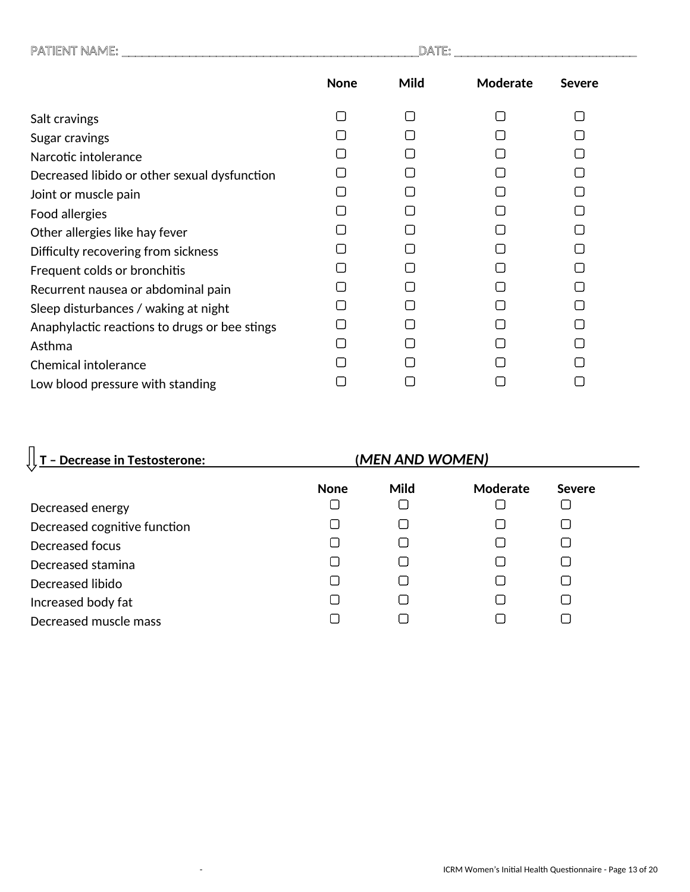PATIENT NAME: ____________________________________________DATE: ____________________________

| | None | Mild | Moderate | Severe |
|---|---|---|---|---|
| Salt cravings | ▢ | ▢ | ▢ | ▢ |
| Sugar cravings | ▢ | ▢ | ▢ | ▢ |
| Narcotic intolerance | ▢ | ▢ | ▢ | ▢ |
| Decreased libido or other sexual dysfunction | ▢ | ▢ | ▢ | ▢ |
| Joint or muscle pain | ▢ | ▢ | ▢ | ▢ |
| Food allergies | ▢ | ▢ | ▢ | ▢ |
| Other allergies like hay fever | ▢ | ▢ | ▢ | ▢ |
| Difficulty recovering from sickness | ▢ | ▢ | ▢ | ▢ |
| Frequent colds or bronchitis | ▢ | ▢ | ▢ | ▢ |
| Recurrent nausea or abdominal pain | ▢ | ▢ | ▢ | ▢ |
| Sleep disturbances / waking at night | ▢ | ▢ | ▢ | ▢ |
| Anaphylactic reactions to drugs or bee stings | ▢ | ▢ | ▢ | ▢ |
| Asthma | ▢ | ▢ | ▢ | ▢ |
| Chemical intolerance | ▢ | ▢ | ▢ | ▢ |
| Low blood pressure with standing | ▢ | ▢ | ▢ | ▢ |

## T – Decrease in Testosterone: (*MEN AND WOMEN*)

| | None | Mild | Moderate | Severe |
|---|---|---|---|---|
| Decreased energy | ▢ | ▢ | ▢ | ▢ |
| Decreased cognitive function | ▢ | ▢ | ▢ | ▢ |
| Decreased focus | ▢ | ▢ | ▢ | ▢ |
| Decreased stamina | ▢ | ▢ | ▢ | ▢ |
| Decreased libido | ▢ | ▢ | ▢ | ▢ |
| Increased body fat | ▢ | ▢ | ▢ | ▢ |
| Decreased muscle mass | ▢ | ▢ | ▢ | ▢ |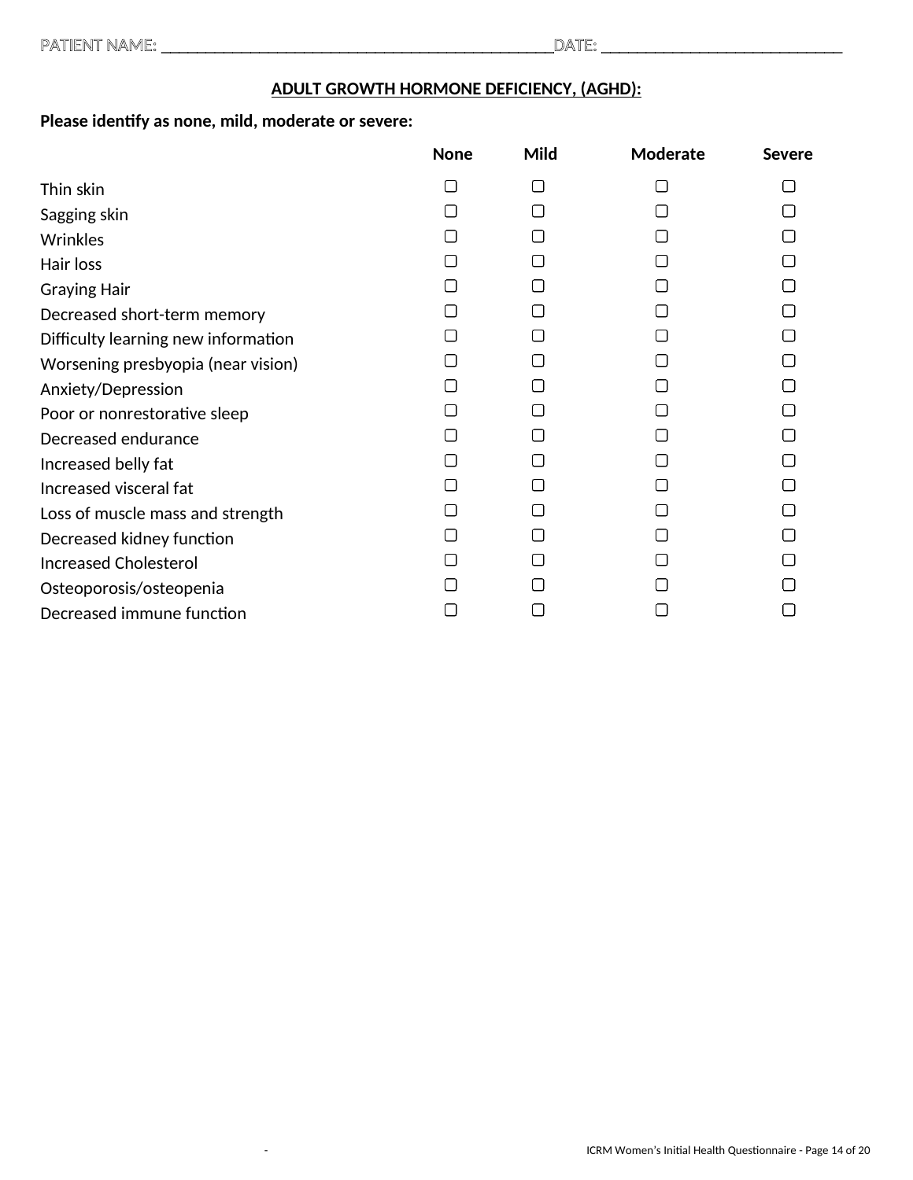PATIENT NAME: ______________________________________________DATE: ____________________________

## ADULT GROWTH HORMONE DEFICIENCY, (AGHD):

**Please identify as none, mild, moderate or severe:**

| | None | Mild | Moderate | Severe |
|---|---|---|---|---|
| Thin skin | ☐ | ☐ | ☐ | ☐ |
| Sagging skin | ☐ | ☐ | ☐ | ☐ |
| Wrinkles | ☐ | ☐ | ☐ | ☐ |
| Hair loss | ☐ | ☐ | ☐ | ☐ |
| Graying Hair | ☐ | ☐ | ☐ | ☐ |
| Decreased short-term memory | ☐ | ☐ | ☐ | ☐ |
| Difficulty learning new information | ☐ | ☐ | ☐ | ☐ |
| Worsening presbyopia (near vision) | ☐ | ☐ | ☐ | ☐ |
| Anxiety/Depression | ☐ | ☐ | ☐ | ☐ |
| Poor or nonrestorative sleep | ☐ | ☐ | ☐ | ☐ |
| Decreased endurance | ☐ | ☐ | ☐ | ☐ |
| Increased belly fat | ☐ | ☐ | ☐ | ☐ |
| Increased visceral fat | ☐ | ☐ | ☐ | ☐ |
| Loss of muscle mass and strength | ☐ | ☐ | ☐ | ☐ |
| Decreased kidney function | ☐ | ☐ | ☐ | ☐ |
| Increased Cholesterol | ☐ | ☐ | ☐ | ☐ |
| Osteoporosis/osteopenia | ☐ | ☐ | ☐ | ☐ |
| Decreased immune function | ☐ | ☐ | ☐ | ☐ |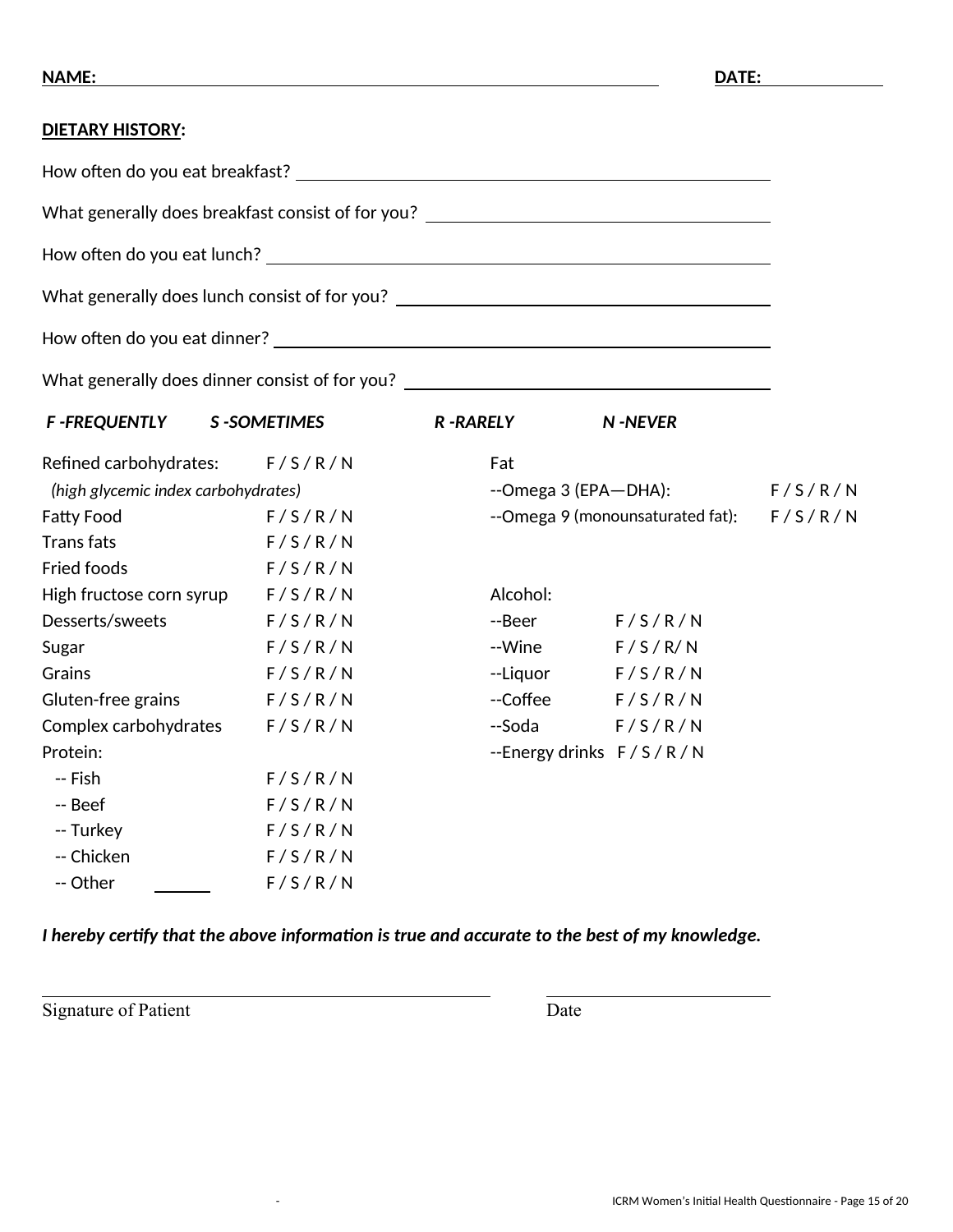**NAME:** ______________________________________________ **DATE:** __________

**DIETARY HISTORY:**

How often do you eat breakfast? ______________________________________________

What generally does breakfast consist of for you? ______________________________

How often do you eat lunch? ______________________________________________

What generally does lunch consist of for you? __________________________________

How often do you eat dinner? ______________________________________________

What generally does dinner consist of for you? _________________________________

***F -FREQUENTLY*** ***S -SOMETIMES*** ***R -RARELY*** ***N -NEVER***

| Item | Frequency |
|---|---|
| Refined carbohydrates: *(high glycemic index carbohydrates)* | F / S / R / N |
| Fatty Food | F / S / R / N |
| Trans fats | F / S / R / N |
| Fried foods | F / S / R / N |
| High fructose corn syrup | F / S / R / N |
| Desserts/sweets | F / S / R / N |
| Sugar | F / S / R / N |
| Grains | F / S / R / N |
| Gluten-free grains | F / S / R / N |
| Complex carbohydrates | F / S / R / N |
| Protein: | |
| -- Fish | F / S / R / N |
| -- Beef | F / S / R / N |
| -- Turkey | F / S / R / N |
| -- Chicken | F / S / R / N |
| -- Other ______ | F / S / R / N |

| Item | Frequency |
|---|---|
| Fat | |
| --Omega 3 (EPA—DHA): | F / S / R / N |
| --Omega 9 (monounsaturated fat): | F / S / R / N |
| Alcohol: | |
| --Beer | F / S / R / N |
| --Wine | F / S / R/ N |
| --Liquor | F / S / R / N |
| --Coffee | F / S / R / N |
| --Soda | F / S / R / N |
| --Energy drinks | F / S / R / N |

***I hereby certify that the above information is true and accurate to the best of my knowledge.***

______________________________________ ______________________

Signature of Patient Date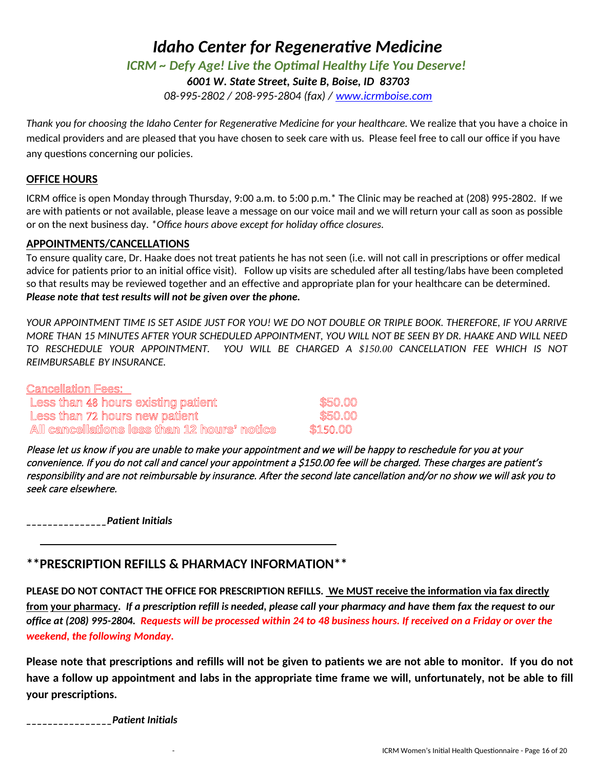# *Idaho Center for Regenerative Medicine*

***ICRM ~ Defy Age! Live the Optimal Healthy Life You Deserve!***

***6001 W. State Street, Suite B, Boise, ID 83703***

*08-995-2802 / 208-995-2804 (fax) / www.icrmboise.com*

*Thank you for choosing the Idaho Center for Regenerative Medicine for your healthcare.* We realize that you have a choice in medical providers and are pleased that you have chosen to seek care with us. Please feel free to call our office if you have any questions concerning our policies.

## OFFICE HOURS

ICRM office is open Monday through Thursday, 9:00 a.m. to 5:00 p.m.* The Clinic may be reached at (208) 995-2802. If we are with patients or not available, please leave a message on our voice mail and we will return your call as soon as possible or on the next business day. **Office hours above except for holiday office closures.*

## APPOINTMENTS/CANCELLATIONS

To ensure quality care, Dr. Haake does not treat patients he has not seen (i.e. will not call in prescriptions or offer medical advice for patients prior to an initial office visit). Follow up visits are scheduled after all testing/labs have been completed so that results may be reviewed together and an effective and appropriate plan for your healthcare can be determined. ***Please note that test results will not be given over the phone.***

*YOUR APPOINTMENT TIME IS SET ASIDE JUST FOR YOU! WE DO NOT DOUBLE OR TRIPLE BOOK. THEREFORE, IF YOU ARRIVE MORE THAN 15 MINUTES AFTER YOUR SCHEDULED APPOINTMENT, YOU WILL NOT BE SEEN BY DR. HAAKE AND WILL NEED TO RESCHEDULE YOUR APPOINTMENT. YOU WILL BE CHARGED A $150.00 CANCELLATION FEE WHICH IS NOT REIMBURSABLE BY INSURANCE.*

Cancellation Fees:

| | |
|---|---|
| Less than 48 hours existing patient | $50.00 |
| Less than 72 hours new patient | $50.00 |
| All cancellations less than 12 hours' notice | $150.00 |

*Please let us know if you are unable to make your appointment and we will be happy to reschedule for you at your convenience. If you do not call and cancel your appointment a $150.00 fee will be charged. These charges are patient's responsibility and are not reimbursable by insurance. After the second late cancellation and/or no show we will ask you to seek care elsewhere.*

______________***Patient Initials***

---

## **PRESCRIPTION REFILLS & PHARMACY INFORMATION**

**PLEASE DO NOT CONTACT THE OFFICE FOR PRESCRIPTION REFILLS. We MUST receive the information via fax directly from your pharmacy.** ***If a prescription refill is needed, please call your pharmacy and have them fax the request to our office at (208) 995-2804. Requests will be processed within 24 to 48 business hours. If received on a Friday or over the weekend, the following Monday.***

**Please note that prescriptions and refills will not be given to patients we are not able to monitor. If you do not have a follow up appointment and labs in the appropriate time frame we will, unfortunately, not be able to fill your prescriptions.**

_______________***Patient Initials***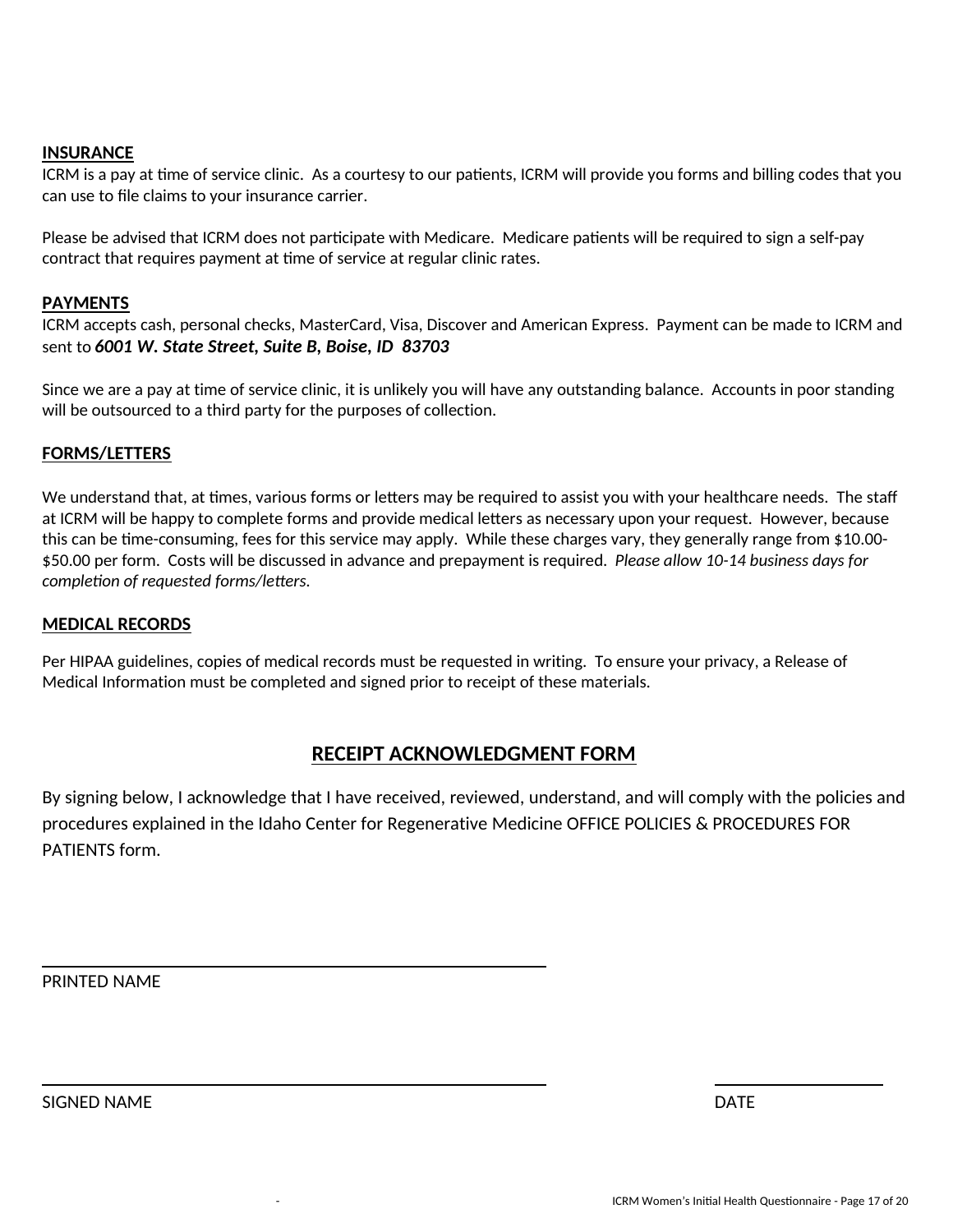**INSURANCE**

ICRM is a pay at time of service clinic. As a courtesy to our patients, ICRM will provide you forms and billing codes that you can use to file claims to your insurance carrier.

Please be advised that ICRM does not participate with Medicare. Medicare patients will be required to sign a self-pay contract that requires payment at time of service at regular clinic rates.

**PAYMENTS**

ICRM accepts cash, personal checks, MasterCard, Visa, Discover and American Express. Payment can be made to ICRM and sent to ***6001 W. State Street, Suite B, Boise, ID 83703***

Since we are a pay at time of service clinic, it is unlikely you will have any outstanding balance. Accounts in poor standing will be outsourced to a third party for the purposes of collection.

**FORMS/LETTERS**

We understand that, at times, various forms or letters may be required to assist you with your healthcare needs. The staff at ICRM will be happy to complete forms and provide medical letters as necessary upon your request. However, because this can be time-consuming, fees for this service may apply. While these charges vary, they generally range from $10.00-$50.00 per form. Costs will be discussed in advance and prepayment is required. *Please allow 10-14 business days for completion of requested forms/letters.*

**MEDICAL RECORDS**

Per HIPAA guidelines, copies of medical records must be requested in writing. To ensure your privacy, a Release of Medical Information must be completed and signed prior to receipt of these materials.

## RECEIPT ACKNOWLEDGMENT FORM

By signing below, I acknowledge that I have received, reviewed, understand, and will comply with the policies and procedures explained in the Idaho Center for Regenerative Medicine OFFICE POLICIES & PROCEDURES FOR PATIENTS form.

\_\_\_\_\_\_\_\_\_\_\_\_\_\_\_\_\_\_\_\_\_\_\_\_\_\_\_\_\_\_\_\_\_\_\_\_\_\_\_\_
PRINTED NAME

\_\_\_\_\_\_\_\_\_\_\_\_\_\_\_\_\_\_\_\_\_\_\_\_\_\_\_\_\_\_\_\_\_\_\_\_\_\_\_\_ \_\_\_\_\_\_\_\_\_\_\_\_\_\_\_\_
SIGNED NAME DATE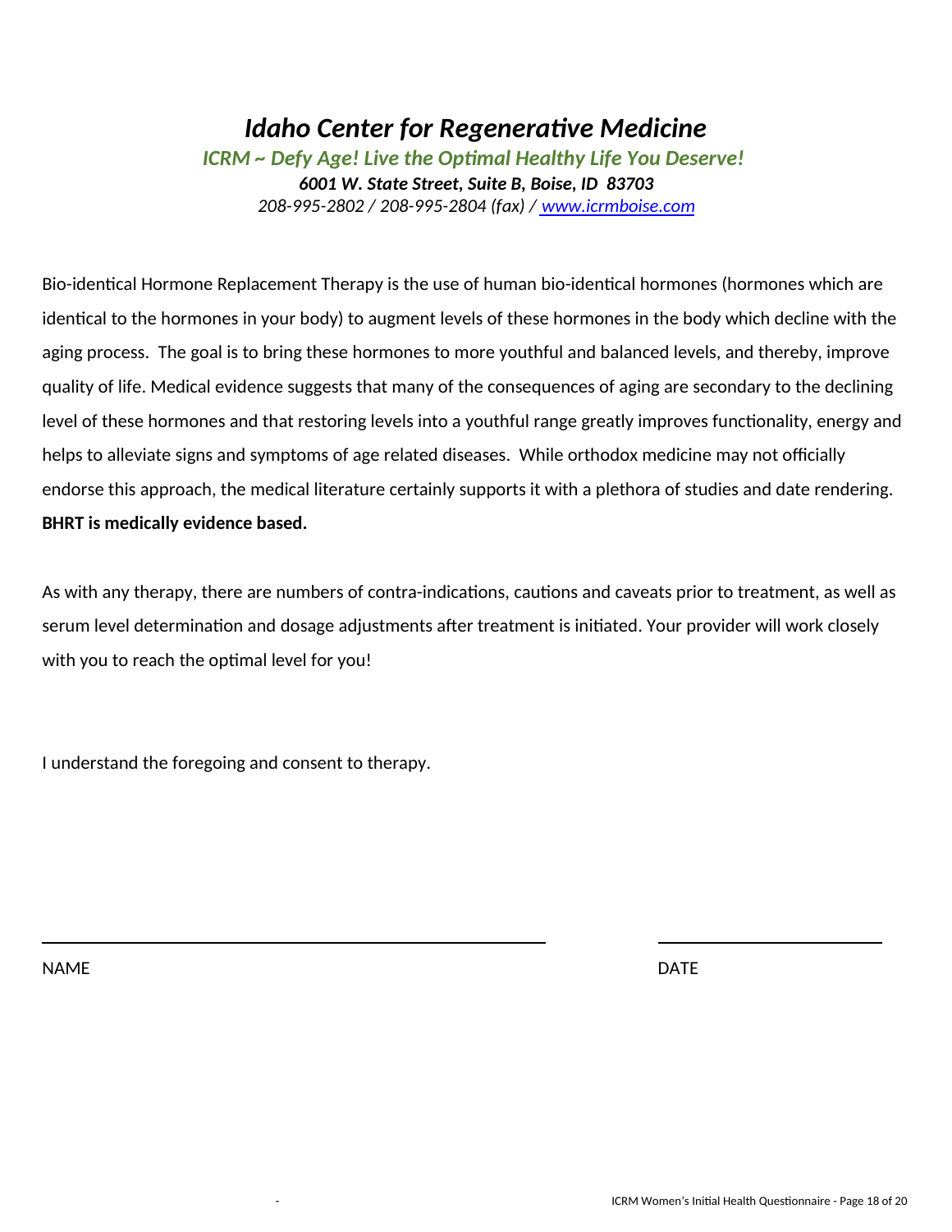# *Idaho Center for Regenerative Medicine*

***ICRM ~ Defy Age! Live the Optimal Healthy Life You Deserve!***

***6001 W. State Street, Suite B, Boise, ID  83703***

*208-995-2802 / 208-995-2804 (fax) / [www.icrmboise.com](http://www.icrmboise.com)*

Bio-identical Hormone Replacement Therapy is the use of human bio-identical hormones (hormones which are identical to the hormones in your body) to augment levels of these hormones in the body which decline with the aging process.  The goal is to bring these hormones to more youthful and balanced levels, and thereby, improve quality of life. Medical evidence suggests that many of the consequences of aging are secondary to the declining level of these hormones and that restoring levels into a youthful range greatly improves functionality, energy and helps to alleviate signs and symptoms of age related diseases.  While orthodox medicine may not officially endorse this approach, the medical literature certainly supports it with a plethora of studies and date rendering. **BHRT is medically evidence based.**

As with any therapy, there are numbers of contra-indications, cautions and caveats prior to treatment, as well as serum level determination and dosage adjustments after treatment is initiated. Your provider will work closely with you to reach the optimal level for you!

I understand the foregoing and consent to therapy.

\_\_\_\_\_\_\_\_\_\_\_\_\_\_\_\_\_\_\_\_\_\_\_\_\_\_\_\_\_\_\_\_\_\_\_\_\_\_\_\_\_\_\_\_\_\_ \_\_\_\_\_\_\_\_\_\_\_\_\_\_\_\_\_\_\_\_

NAME DATE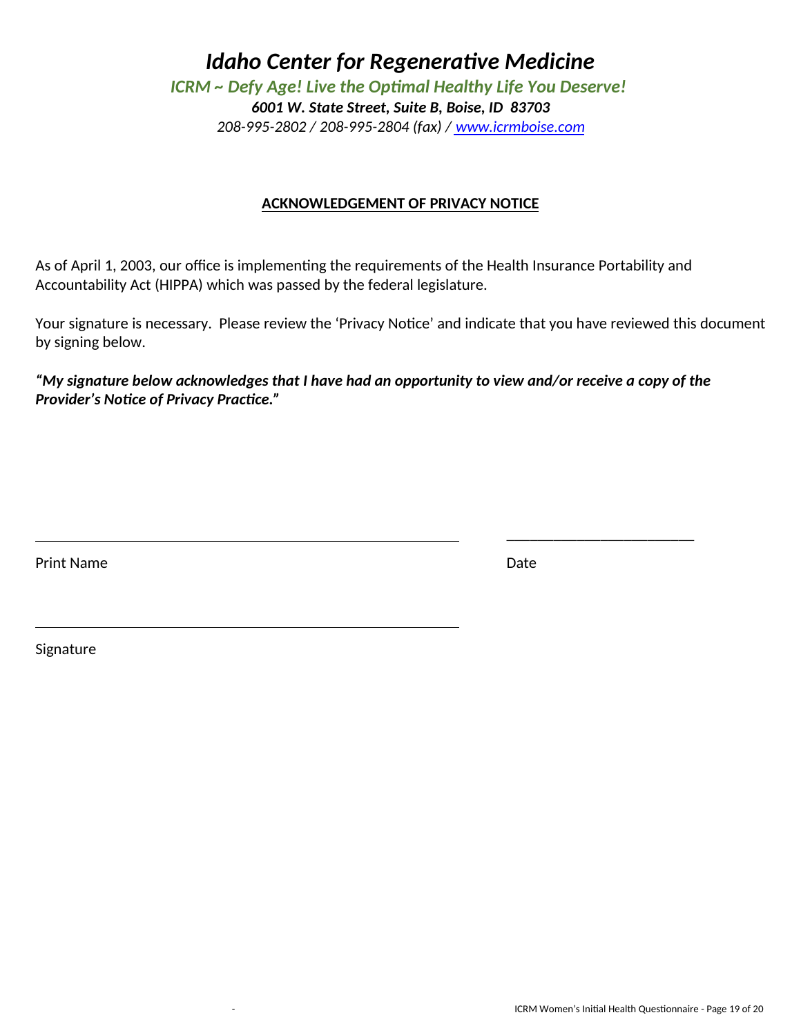# *Idaho Center for Regenerative Medicine*

***ICRM ~ Defy Age! Live the Optimal Healthy Life You Deserve!***

***6001 W. State Street, Suite B, Boise, ID 83703***

*208-995-2802 / 208-995-2804 (fax) / www.icrmboise.com*

## ACKNOWLEDGEMENT OF PRIVACY NOTICE

As of April 1, 2003, our office is implementing the requirements of the Health Insurance Portability and Accountability Act (HIPPA) which was passed by the federal legislature.

Your signature is necessary. Please review the 'Privacy Notice' and indicate that you have reviewed this document by signing below.

***"My signature below acknowledges that I have had an opportunity to view and/or receive a copy of the Provider's Notice of Privacy Practice."***

______________________________________________ ____________________________

Print Name Date

______________________________________________

Signature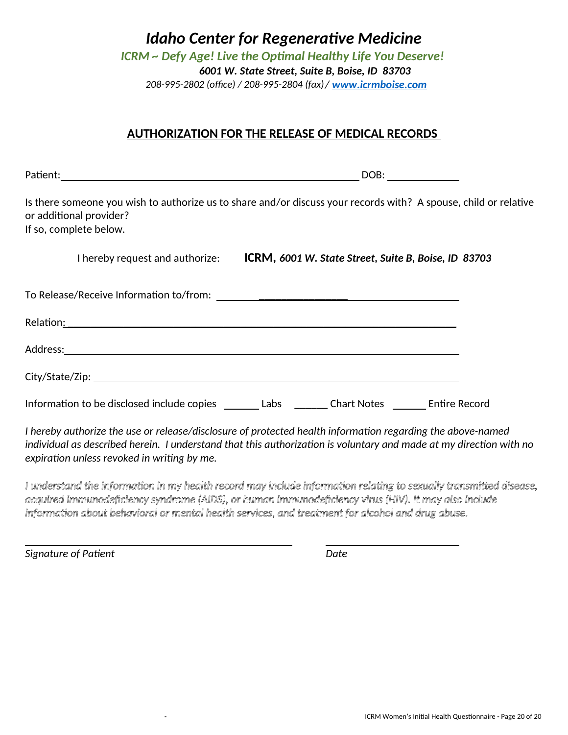# *Idaho Center for Regenerative Medicine*

***ICRM ~ Defy Age! Live the Optimal Healthy Life You Deserve!***

***6001 W. State Street, Suite B, Boise, ID 83703***

*208-995-2802 (office) / 208-995-2804 (fax)/* [***www.icrmboise.com***](http://www.icrmboise.com)

## AUTHORIZATION FOR THE RELEASE OF MEDICAL RECORDS

Patient: ______________________________________________ DOB: __________

Is there someone you wish to authorize us to share and/or discuss your records with? A spouse, child or relative or additional provider?
If so, complete below.

I hereby request and authorize: **ICRM,** ***6001 W. State Street, Suite B, Boise, ID 83703***

To Release/Receive Information to/from: ______________________________

Relation: ____________________________________________________________

Address: _____________________________________________________________

City/State/Zip: ______________________________________________________

Information to be disclosed include copies ______ Labs ______ Chart Notes ______ Entire Record

*I hereby authorize the use or release/disclosure of protected health information regarding the above-named individual as described herein. I understand that this authorization is voluntary and made at my direction with no expiration unless revoked in writing by me.*

*I understand the information in my health record may include information relating to sexually transmitted disease, acquired immunodeficiency syndrome (AIDS), or human immunodeficiency virus (HIV). It may also include information about behavioral or mental health services, and treatment for alcohol and drug abuse.*

_________________________________________ ____________________

*Signature of Patient* *Date*